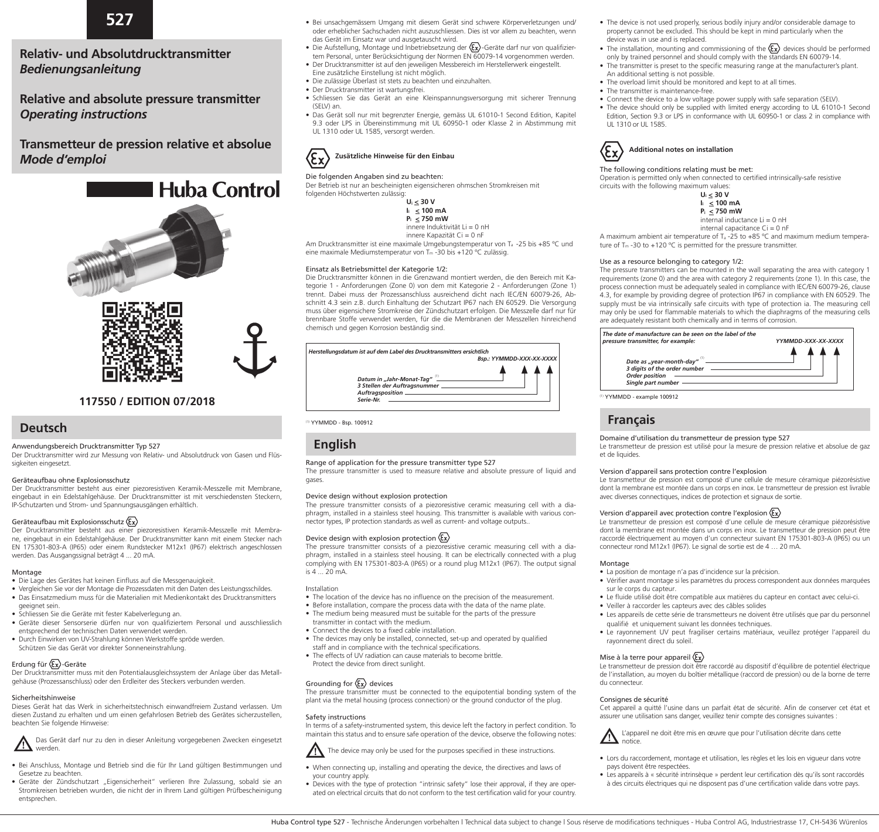# 527

## Relativ- und Absolutdrucktransmitter
*Bedienungsanleitung*

## Relative and absolute pressure transmitter
*Operating instructions*

## Transmetteur de pression relative et absolue
*Mode d'emploi*

Huba Control

**117550 / EDITION 07/2018**

## Deutsch

Anwendungsbereich Drucktransmitter Typ 527
Der Drucktransmitter wird zur Messung von Relativ- und Absolutdruck von Gasen und Flüssigkeiten eingesetzt.

Geräteaufbau ohne Explosionsschutz
Der Drucktransmitter besteht aus einer piezoresistiven Keramik-Messzelle mit Membrane, eingebaut in ein Edelstahlgehäuse. Der Drucktransmitter ist mit verschiedensten Steckern, IP-Schutzarten und Strom- und Spannungsausgängen erhältlich.

Geräteaufbau mit Explosionsschutz (Ex)
Der Drucktransmitter besteht aus einer piezoresistiven Keramik-Messzelle mit Membrane, eingebaut in ein Edelstahlgehäuse. Der Drucktransmitter kann mit einem Stecker nach EN 175301-803-A (IP65) oder einem Rundstecker M12x1 (IP67) elektrisch angeschlossen werden. Das Ausgangssignal beträgt 4 ... 20 mA.

Montage
- Die Lage des Gerätes hat keinen Einfluss auf die Messgenauigkeit.
- Vergleichen Sie vor der Montage die Prozessdaten mit den Daten des Leistungsschildes.
- Das Einsatzmedium muss für die Materialien mit Medienkontakt des Drucktransmitters geeignet sein.
- Schliessen Sie die Geräte mit fester Kabelverlegung an.
- Geräte dieser Sensorserie dürfen nur von qualifiziertem Personal und ausschliesslich entsprechend der technischen Daten verwendet werden.
- Durch Einwirken von UV-Strahlung können Werkstoffe spröde werden. Schützen Sie das Gerät vor direkter Sonneneinstrahlung.

Erdung für (Ex)-Geräte
Der Drucktransmitter muss mit den Potentialausgleichssystem der Anlage über das Metallgehäuse (Prozessanschluss) oder den Erdleiter des Steckers verbunden werden.

Sicherheitshinweise
Dieses Gerät hat das Werk in sicherheitstechnisch einwandfreiem Zustand verlassen. Um diesen Zustand zu erhalten und um einen gefahrlosen Betrieb des Gerätes sicherzustellen, beachten Sie folgende Hinweise:

⚠ Das Gerät darf nur zu den in dieser Anleitung vorgegebenen Zwecken eingesetzt werden.

- Bei Anschluss, Montage und Betrieb sind die für Ihr Land gültigen Bestimmungen und Gesetze zu beachten.
- Geräte der Zündschutzart „Eigensicherheit" verlieren Ihre Zulassung, sobald sie an Stromkreisen betrieben wurden, die nicht der in Ihrem Land gültigen Prüfbescheinigung entsprechen.
- Bei unsachgemässem Umgang mit diesem Gerät sind schwere Körperverletzungen und/oder erheblicher Sachschaden nicht auszuschliessen. Dies ist vor allem zu beachten, wenn das Gerät im Einsatz war und ausgetauscht wird.
- Die Aufstellung, Montage und Inbetriebsetzung der (Ex)-Geräte darf nur von qualifiziertem Personal, unter Berücksichtigung der Normen EN 60079-14 vorgenommen werden.
- Der Drucktransmitter ist auf den jeweiligen Messbereich im Herstellerwerk eingestellt. Eine zusätzliche Einstellung ist nicht möglich.
- Die zulässige Überlast ist stets zu beachten und einzuhalten.
- Der Drucktransmitter ist wartungsfrei.
- Schliessen Sie das Gerät an eine Kleinspannungsversorgung mit sicherer Trennung (SELV) an.
- Das Gerät soll nur mit begrenzter Energie, gemäss UL 61010-1 Second Edition, Kapitel 9.3 oder LPS in Übereinstimmung mit UL 60950-1 oder Klasse 2 in Abstimmung mit UL 1310 oder UL 1585, versorgt werden.

### (Ex) Zusätzliche Hinweise für den Einbau

Die folgenden Angaben sind zu beachten:
Der Betrieb ist nur an bescheinigten eigensicheren ohmschen Stromkreisen mit folgenden Höchstwerten zulässig:

**$U_i \leq 30$ V**
**$I_i \leq 100$ mA**
**$P_i \leq 750$ mW**
innere Induktivität Li = 0 nH
innere Kapazität Ci = 0 nF

Am Drucktransmitter ist eine maximale Umgebungstemperatur von $T_a$ -25 bis +85 °C und eine maximale Mediumstemperatur von $T_m$ -30 bis +120 °C zulässig.

Einsatz als Betriebsmittel der Kategorie 1/2:
Die Drucktransmitter können in die Grenzwand montiert werden, die den Bereich mit Kategorie 1 - Anforderungen (Zone 0) von dem mit Kategorie 2 - Anforderungen (Zone 1) trennt. Dabei muss der Prozessanschluss ausreichend dicht nach IEC/EN 60079-26, Abschnitt 4.3 sein z.B. durch Einhaltung der Schutzart IP67 nach EN 60529. Die Versorgung muss über eigensichere Stromkreise der Zündschutzart erfolgen. Die Messzelle darf nur für brennbare Stoffe verwendet werden, für die die Membranen der Messzellen hinreichend chemisch und gegen Korrosion beständig sind.

***Herstellungsdatum ist auf dem Label des Drucktransmitters ersichtlich***
***Bsp.: YYMMDD-XXX-XX-XXXX***

***Datum in „Jahr-Monat-Tag"*** [1]
***3 Stellen der Auftragsnummer***
***Auftragsposition***
***Serie-Nr.***

[1] YYMMDD - Bsp. 100912

## English

Range of application for the pressure transmitter type 527
The pressure transmitter is used to measure relative and absolute pressure of liquid and gases.

Device design without explosion protection
The pressure transmitter consists of a piezoresistive ceramic measuring cell with a diaphragm, installed in a stainless steel housing. This transmitter is available with various connector types, IP protection standards as well as current- and voltage outputs..

Device design with explosion protection (Ex)
The pressure transmitter consists of a piezoresistive ceramic measuring cell with a diaphragm, installed in a stainless steel housing. It can be electrically connected with a plug complying with EN 175301-803-A (IP65) or a round plug M12x1 (IP67). The output signal is 4 ... 20 mA.

Installation
- The location of the device has no influence on the precision of the measurement.
- Before installation, compare the process data with the data of the name plate.
- The medium being measured must be suitable for the parts of the pressure transmitter in contact with the medium.
- Connect the devices to a fixed cable installation.
- The devices may only be installed, connected, set-up and operated by qualified staff and in compliance with the technical specifications.
- The effects of UV radiation can cause materials to become brittle. Protect the device from direct sunlight.

Grounding for (Ex) devices
The pressure transmitter must be connected to the equipotential bonding system of the plant via the metal housing (process connection) or the ground conductor of the plug.

Safety instructions
In terms of a safety-instrumented system, this device left the factory in perfect condition. To maintain this status and to ensure safe operation of the device, observe the following notes:

⚠ The device may only be used for the purposes specified in these instructions.

- When connecting up, installing and operating the device, the directives and laws of your country apply.
- Devices with the type of protection "intrinsic safety" lose their approval, if they are operated on electrical circuits that do not conform to the test certification valid for your country.
- The device is not used properly, serious bodily injury and/or considerable damage to property cannot be excluded. This should be kept in mind particularly when the device was in use and is replaced.
- The installation, mounting and commissioning of the (Ex) devices should be performed only by trained personnel and should comply with the standards EN 60079-14.
- The transmitter is preset to the specific measuring range at the manufacturer's plant. An additional setting is not possible.
- The overload limit should be monitored and kept to at all times.
- The transmitter is maintenance-free.
- Connect the device to a low voltage power supply with safe separation (SELV).
- The device should only be supplied with limited energy according to UL 61010-1 Second Edition, Section 9.3 or LPS in conformance with UL 60950-1 or class 2 in compliance with UL 1310 or UL 1585.

### (Ex) Additional notes on installation

The following conditions relating must be met:
Operation is permitted only when connected to certified intrinsically-safe resistive circuits with the following maximum values:

**$U_i \leq 30$ V**
**$I_i \leq 100$ mA**
**$P_i \leq 750$ mW**
internal inductance Li = 0 nH
internal capacitance Ci = 0 nF

A maximum ambient air temperature of $T_a$ -25 to +85 °C and maximum medium temperature of $T_m$ -30 to +120 °C is permitted for the pressure transmitter.

Use as a resource belonging to category 1/2:
The pressure transmitters can be mounted in the wall separating the area with category 1 requirements (zone 0) and the area with category 2 requirements (zone 1). In this case, the process connection must be adequately sealed in compliance with IEC/EN 60079-26, clause 4.3, for example by providing degree of protection IP67 in compliance with EN 60529. The supply must be via intrinsically safe circuits with type of protection ia. The measuring cell may only be used for flammable materials to which the diaphragms of the measuring cells are adequately resistant both chemically and in terms of corrosion.

***The date of manufacture can be seen on the label of the pressure transmitter, for example:*** ***YYMMDD-XXX-XX-XXXX***

***Date as „year-month-day"*** [1]
***3 digits of the order number***
***Order position***
***Single part number***

[1] YYMMDD - example 100912

## Français

Domaine d'utilisation du transmetteur de pression type 527
Le transmetteur de pression est utilisé pour la mesure de pression relative et absolue de gaz et de liquides.

Version d'appareil sans protection contre l'explosion
Le transmetteur de pression est composé d'une cellule de mesure céramique piézorésistive dont la membrane est montée dans un corps en inox. Le transmetteur de pression est livrable avec diverses connectiques, indices de protection et signaux de sortie.

Version d'appareil avec protection contre l'explosion (Ex)
Le transmetteur de pression est composé d'une cellule de mesure céramique piézorésistive dont la membrane est montée dans un corps en inox. Le transmetteur de pression peut être raccordé électriquement au moyen d'un connecteur suivant EN 175301-803-A (IP65) ou un connecteur rond M12x1 (IP67). Le signal de sortie est de 4 … 20 mA.

Montage
- La position de montage n'a pas d'incidence sur la précision.
- Vérifier avant montage si les paramètres du process correspondent aux données marquées sur le corps du capteur.
- Le fluide utilisé doit être compatible aux matières du capteur en contact avec celui-ci.
- Veiller à raccorder les capteurs avec des câbles solides
- Les appareils de cette série de transmetteurs ne doivent être utilisés que par du personnel qualifié et uniquement suivant les données techniques.
- Le rayonnement UV peut fragiliser certains matériaux, veuillez protéger l'appareil du rayonnement direct du soleil.

Mise à la terre pour appareil (Ex)
Le transmetteur de pression doit être raccordé au dispositif d'équilibre de potentiel électrique de l'installation, au moyen du boîtier métallique (raccord de pression) ou de la borne de terre du connecteur.

Consignes de sécurité
Cet appareil a quitté l'usine dans un parfait état de sécurité. Afin de conserver cet état et assurer une utilisation sans danger, veuillez tenir compte des consignes suivantes :

⚠ L'appareil ne doit être mis en œuvre que pour l'utilisation décrite dans cette notice.

- Lors du raccordement, montage et utilisation, les règles et les lois en vigueur dans votre pays doivent être respectées.
- Les appareils à « sécurité intrinsèque » perdent leur certification dès qu'ils sont raccordés à des circuits électriques qui ne disposent pas d'une certification valide dans votre pays.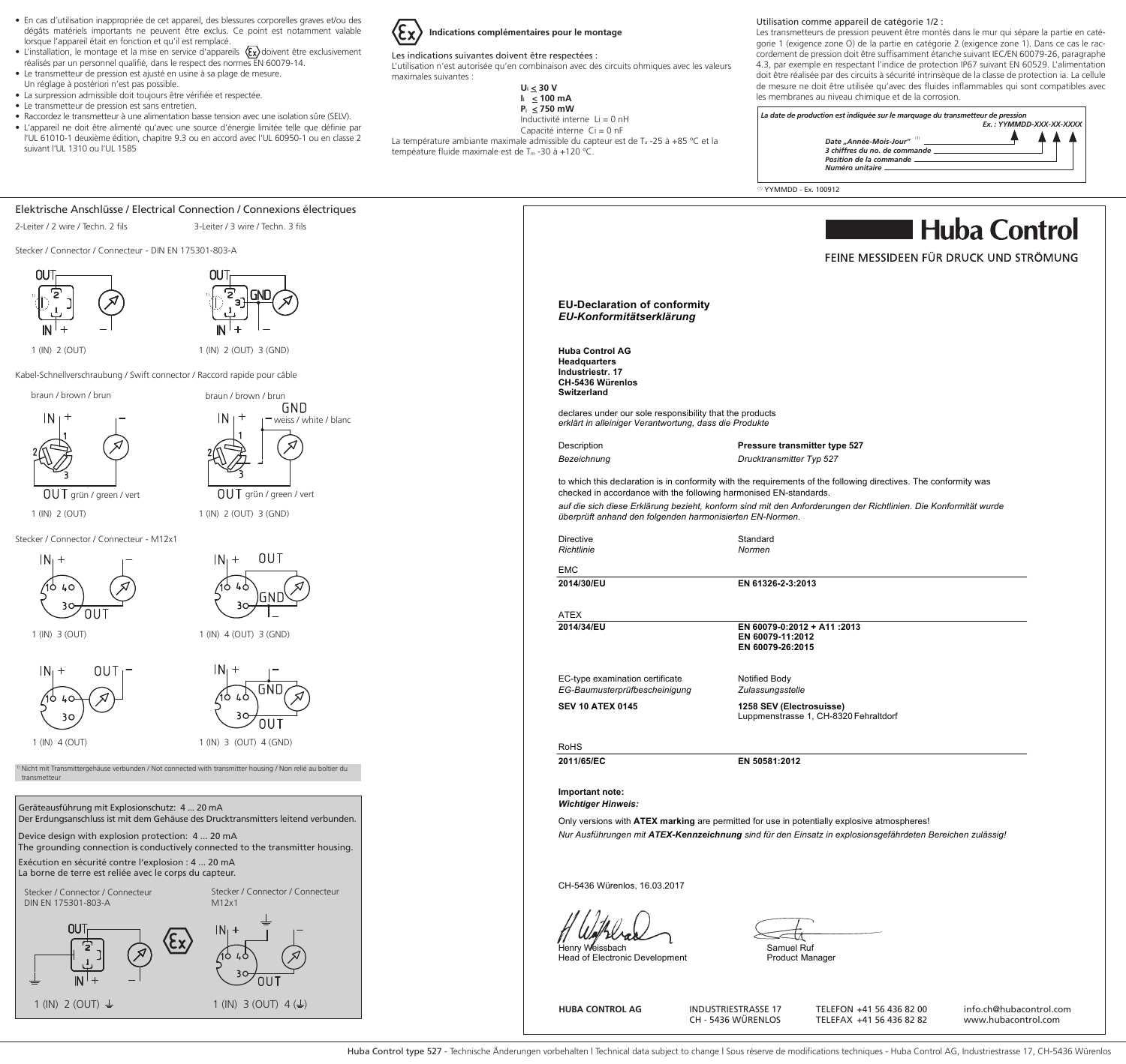- En cas d'utilisation inappropriée de cet appareil, des blessures corporelles graves et/ou des dégâts matériels importants ne peuvent être exclus. Ce point est notamment valable lorsque l'appareil était en fonction et qu'il est remplacé.
- L'installation, le montage et la mise en service d'appareils Ex doivent être exclusivement réalisés par un personnel qualifié, dans le respect des normes EN 60079-14.
- Le transmetteur de pression est ajusté en usine à sa plage de mesure. Un réglage à postériori n'est pas possible.
- La surpression admissible doit toujours être vérifiée et respectée.
- Le transmetteur de pression est sans entretien.
- Raccordez le transmetteur à une alimentation basse tension avec une isolation sûre (SELV).
- L'appareil ne doit être alimenté qu'avec une source d'énergie limitée telle que définie par l'UL 61010-1 deuxième édition, chapitre 9.3 ou en accord avec l'UL 60950-1 ou en classe 2 suivant l'UL 1310 ou l'UL 1585

### Indications complémentaires pour le montage

Les indications suivantes doivent être respectées :
L'utilisation n'est autorisée qu'en combinaison avec des circuits ohmiques avec les valeurs maximales suivantes :

**$U_i \leq 30$ V**
**$I_i \leq 100$ mA**
**$P_i \leq 750$ mW**
Inductivité interne $L_i = 0$ nH
Capacité interne $C_i = 0$ nF

La température ambiante maximale admissible du capteur est de $T_a$ -25 à +85 °C et la tempéature fluide maximale est de $T_m$ -30 à +120 °C.

Utilisation comme appareil de catégorie 1/2 :
Les transmetteurs de pression peuvent être montés dans le mur qui sépare la partie en catégorie 1 (exigence zone O) de la partie en catégorie 2 (exigence zone 1). Dans ce cas le raccordement de pression doit être suffisamment étanche suivant IEC/EN 60079-26, paragraphe 4.3, par exemple en respectant l'indice de protection IP67 suivant EN 60529. L'alimentation doit être réalisée par des circuits à sécurité intrinsèque de la classe de protection ia. La cellule de mesure ne doit être utilisée qu'avec des fluides inflammables qui sont compatibles avec les membranes au niveau chimique et de la corrosion.

*La date de production est indiquée sur le marquage du transmetteur de pression*
*Ex. : YYMMDD-XXX-XX-XXXX*
*Date „Année-Mois-Jour"* [1]
*3 chiffres du no. de commande*
*Position de la commande*
*Numéro unitaire*

[1] YYMMDD - Ex. 100912

## Elektrische Anschlüsse / Electrical Connection / Connexions électriques

2-Leiter / 2 wire / Techn. 2 fils — 3-Leiter / 3 wire / Techn. 3 fils

Stecker / Connector / Connecteur - DIN EN 175301-803-A

1 (IN) 2 (OUT) — 1 (IN) 2 (OUT) 3 (GND)

Kabel-Schnellverschraubung / Swift connector / Raccord rapide pour câble

braun / brown / brun — braun / brown / brun — GND weiss / white / blanc
OUT grün / green / vert — OUT grün / green / vert

1 (IN) 2 (OUT) — 1 (IN) 2 (OUT) 3 (GND)

Stecker / Connector / Connecteur - M12x1

1 (IN) 3 (OUT) — 1 (IN) 4 (OUT) 3 (GND)

1 (IN) 4 (OUT) — 1 (IN) 3 (OUT) 4 (GND)

[1] Nicht mit Transmittergehäuse verbunden / Not connected with transmitter housing / Non relié au boîtier du transmetteur

Geräteausführung mit Explosionschutz: 4 ... 20 mA
Der Erdungsanschluss ist mit dem Gehäuse des Drucktransmitters leitend verbunden.

Device design with explosion protection: 4 ... 20 mA
The grounding connection is conductively connected to the transmitter housing.

Exécution en sécurité contre l'explosion : 4 ... 20 mA
La borne de terre est reliée avec le corps du capteur.

Stecker / Connector / Connecteur DIN EN 175301-803-A — Stecker / Connector / Connecteur M12x1

1 (IN) 2 (OUT) ⏚ — 1 (IN) 3 (OUT) 4 (⏚)

---

# Huba Control

FEINE MESSIDEEN FÜR DRUCK UND STRÖMUNG

**EU-Declaration of conformity**
***EU-Konformitätserklärung***

**Huba Control AG**
**Headquarters**
**Industriestr. 17**
**CH-5436 Würenlos**
**Switzerland**

declares under our sole responsibility that the products
*erklärt in alleiniger Verantwortung, dass die Produkte*

| | |
|---|---|
| Description | **Pressure transmitter type 527** |
| *Bezeichnung* | *Drucktransmitter Typ 527* |

to which this declaration is in conformity with the requirements of the following directives. The conformity was checked in accordance with the following harmonised EN-standards.
*auf die sich diese Erklärung bezieht, konform sind mit den Anforderungen der Richtlinien. Die Konformität wurde überprüft anhand den folgenden harmonisierten EN-Normen.*

| Directive / *Richtlinie* | Standard / *Normen* |
|---|---|
| EMC | |
| **2014/30/EU** | **EN 61326-2-3:2013** |
| ATEX | |
| **2014/34/EU** | **EN 60079-0:2012 + A11 :2013**<br>**EN 60079-11:2012**<br>**EN 60079-26:2015** |
| EC-type examination certificate<br>*EG-Baumusterprüfbescheinigung* | Notified Body<br>*Zulassungsstelle* |
| **SEV 10 ATEX 0145** | **1258 SEV (Electrosuisse)**<br>Luppmenstrasse 1, CH-8320 Fehraltdorf |
| RoHS | |
| **2011/65/EC** | **EN 50581:2012** |

**Important note:**
***Wichtiger Hinweis:***

Only versions with **ATEX marking** are permitted for use in potentially explosive atmospheres!
*Nur Ausführungen mit **ATEX-Kennzeichnung** sind für den Einsatz in explosionsgefährdeten Bereichen zulässig!*

CH-5436 Würenlos, 16.03.2017

Henry Weissbach — Head of Electronic Development
Samuel Ruf — Product Manager

**HUBA CONTROL AG** — INDUSTRIESTRASSE 17, CH - 5436 WÜRENLOS — TELEFON +41 56 436 82 00, TELEFAX +41 56 436 82 82 — info.ch@hubacontrol.com, www.hubacontrol.com

Huba Control type 527 - Technische Änderungen vorbehalten I Technical data subject to change I Sous réserve de modifications techniques - Huba Control AG, Industriestrasse 17, CH-5436 Würenlos